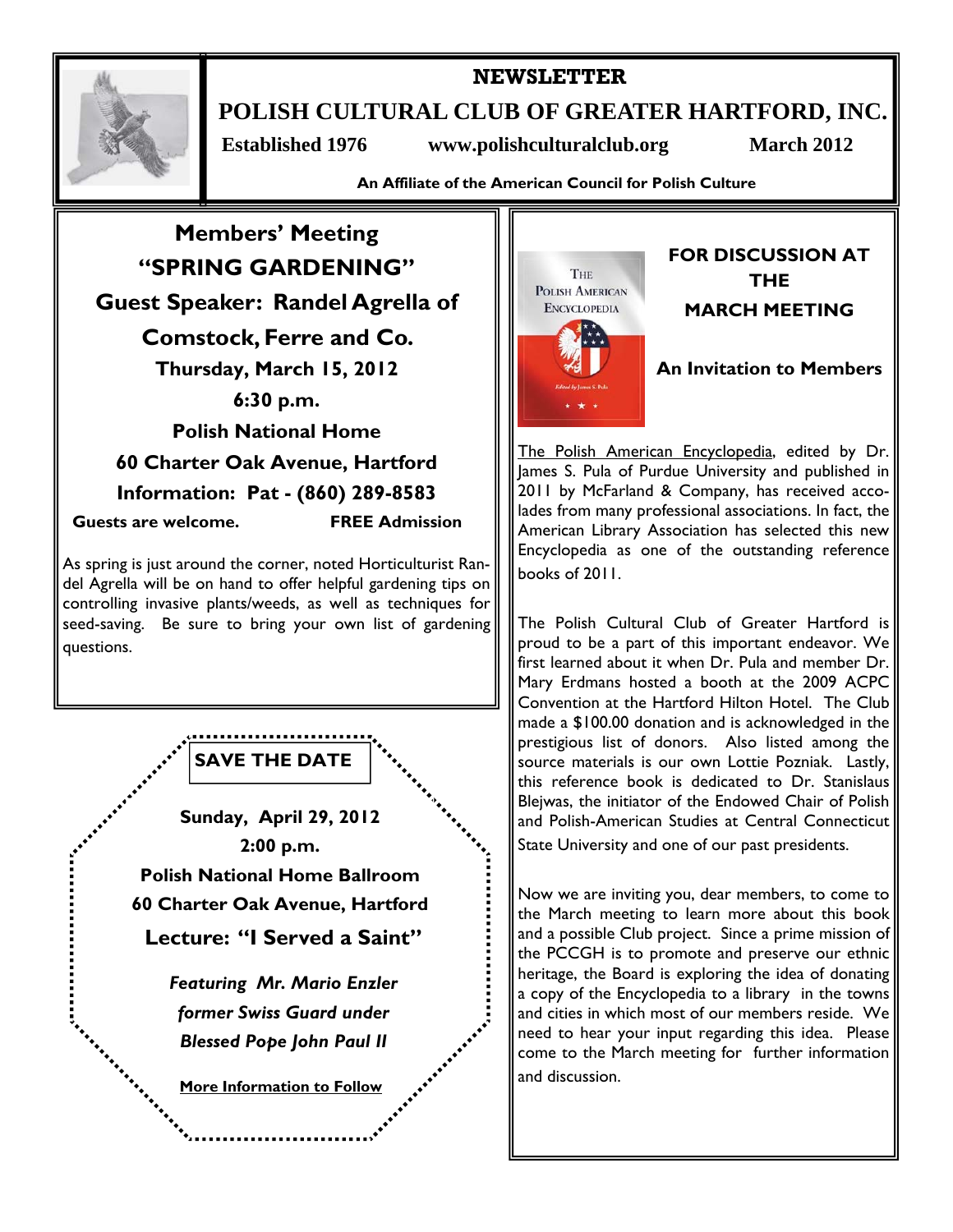# NEWSLETTER

## POLISH CULTURAL CLUB OF GREATER HARTFORD, INC.

**Established 1976** **www.polishculturalclub.org** **March 2012**

**An Affiliate of the American Council for Polish Culture**

## Members' Meeting

## "SPRING GARDENING"

### Guest Speaker: Randel Agrella of Comstock, Ferre and Co.

**Thursday, March 15, 2012**

**6:30 p.m.**

**Polish National Home**

**60 Charter Oak Avenue, Hartford**

**Information: Pat - (860) 289-8583**

**Guests are welcome.** **FREE Admission**

As spring is just around the corner, noted Horticulturist Randel Agrella will be on hand to offer helpful gardening tips on controlling invasive plants/weeds, as well as techniques for seed-saving. Be sure to bring your own list of gardening questions.

## SAVE THE DATE

**Sunday, April 29, 2012**

**2:00 p.m.**

**Polish National Home Ballroom**

**60 Charter Oak Avenue, Hartford**

**Lecture: "I Served a Saint"**

***Featuring Mr. Mario Enzler former Swiss Guard under Blessed Pope John Paul II***

**More Information to Follow**

## FOR DISCUSSION AT THE MARCH MEETING

**An Invitation to Members**

The Polish American Encyclopedia, edited by Dr. James S. Pula of Purdue University and published in 2011 by McFarland & Company, has received accolades from many professional associations. In fact, the American Library Association has selected this new Encyclopedia as one of the outstanding reference books of 2011.

The Polish Cultural Club of Greater Hartford is proud to be a part of this important endeavor. We first learned about it when Dr. Pula and member Dr. Mary Erdmans hosted a booth at the 2009 ACPC Convention at the Hartford Hilton Hotel. The Club made a $100.00 donation and is acknowledged in the prestigious list of donors. Also listed among the source materials is our own Lottie Pozniak. Lastly, this reference book is dedicated to Dr. Stanislaus Blejwas, the initiator of the Endowed Chair of Polish and Polish-American Studies at Central Connecticut State University and one of our past presidents.

Now we are inviting you, dear members, to come to the March meeting to learn more about this book and a possible Club project. Since a prime mission of the PCCGH is to promote and preserve our ethnic heritage, the Board is exploring the idea of donating a copy of the Encyclopedia to a library in the towns and cities in which most of our members reside. We need to hear your input regarding this idea. Please come to the March meeting for further information and discussion.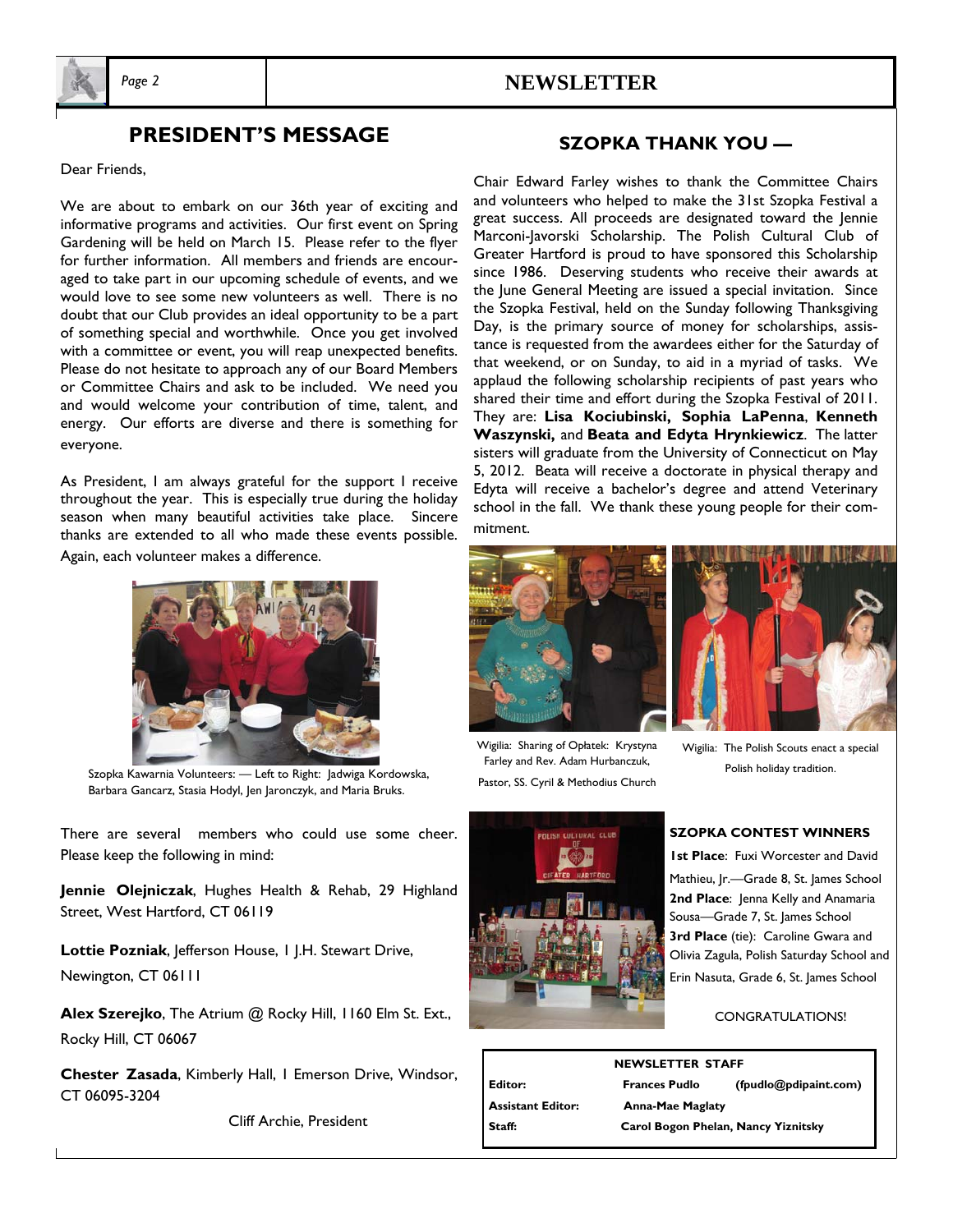## PRESIDENT'S MESSAGE

Dear Friends,

We are about to embark on our 36th year of exciting and informative programs and activities. Our first event on Spring Gardening will be held on March 15. Please refer to the flyer for further information. All members and friends are encouraged to take part in our upcoming schedule of events, and we would love to see some new volunteers as well. There is no doubt that our Club provides an ideal opportunity to be a part of something special and worthwhile. Once you get involved with a committee or event, you will reap unexpected benefits. Please do not hesitate to approach any of our Board Members or Committee Chairs and ask to be included. We need you and would welcome your contribution of time, talent, and energy. Our efforts are diverse and there is something for everyone.

As President, I am always grateful for the support I receive throughout the year. This is especially true during the holiday season when many beautiful activities take place. Sincere thanks are extended to all who made these events possible. Again, each volunteer makes a difference.

Szopka Kawarnia Volunteers: — Left to Right: Jadwiga Kordowska, Barbara Gancarz, Stasia Hodyl, Jen Jaronczyk, and Maria Bruks.

There are several members who could use some cheer. Please keep the following in mind:

**Jennie Olejniczak**, Hughes Health & Rehab, 29 Highland Street, West Hartford, CT 06119

**Lottie Pozniak**, Jefferson House, 1 J.H. Stewart Drive, Newington, CT 06111

**Alex Szerejko**, The Atrium @ Rocky Hill, 1160 Elm St. Ext., Rocky Hill, CT 06067

**Chester Zasada**, Kimberly Hall, 1 Emerson Drive, Windsor, CT 06095-3204

Cliff Archie, President

## SZOPKA THANK YOU —

Chair Edward Farley wishes to thank the Committee Chairs and volunteers who helped to make the 31st Szopka Festival a great success. All proceeds are designated toward the Jennie Marconi-Javorski Scholarship. The Polish Cultural Club of Greater Hartford is proud to have sponsored this Scholarship since 1986. Deserving students who receive their awards at the June General Meeting are issued a special invitation. Since the Szopka Festival, held on the Sunday following Thanksgiving Day, is the primary source of money for scholarships, assistance is requested from the awardees either for the Saturday of that weekend, or on Sunday, to aid in a myriad of tasks. We applaud the following scholarship recipients of past years who shared their time and effort during the Szopka Festival of 2011. They are: **Lisa Kociubinski, Sophia LaPenna**, **Kenneth Waszynski,** and **Beata and Edyta Hrynkiewicz**. The latter sisters will graduate from the University of Connecticut on May 5, 2012. Beata will receive a doctorate in physical therapy and Edyta will receive a bachelor's degree and attend Veterinary school in the fall. We thank these young people for their commitment.

Wigilia: Sharing of Opłatek: Krystyna Farley and Rev. Adam Hurbanczuk, Pastor, SS. Cyril & Methodius Church

Wigilia: The Polish Scouts enact a special Polish holiday tradition.

### SZOPKA CONTEST WINNERS

**1st Place**: Fuxi Worcester and David Mathieu, Jr.—Grade 8, St. James School
**2nd Place**: Jenna Kelly and Anamaria Sousa—Grade 7, St. James School
**3rd Place** (tie): Caroline Gwara and Olivia Zagula, Polish Saturday School and Erin Nasuta, Grade 6, St. James School

CONGRATULATIONS!

**NEWSLETTER STAFF**

| | |
|---|---|
| **Editor:** | **Frances Pudlo (fpudlo@pdipaint.com)** |
| **Assistant Editor:** | **Anna-Mae Maglaty** |
| **Staff:** | **Carol Bogon Phelan, Nancy Yiznitsky** |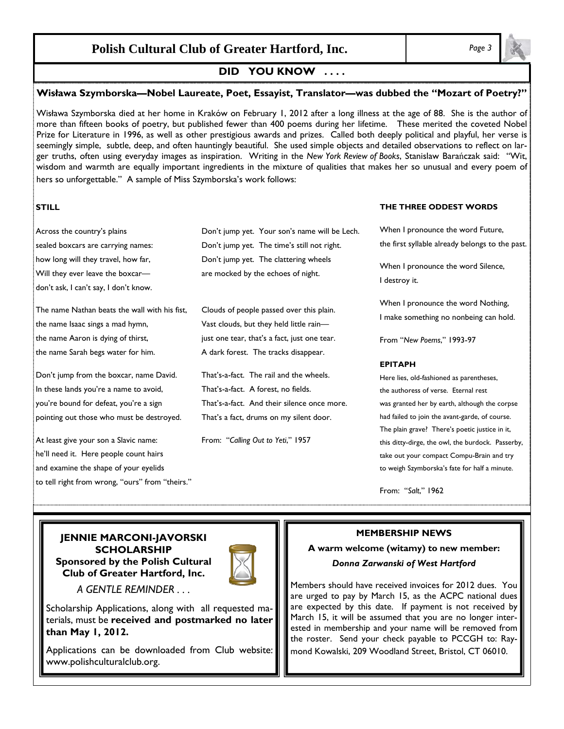## DID YOU KNOW . . . .

### Wisława Szymborska—Nobel Laureate, Poet, Essayist, Translator—was dubbed the "Mozart of Poetry?"

Wisława Szymborska died at her home in Kraków on February 1, 2012 after a long illness at the age of 88. She is the author of more than fifteen books of poetry, but published fewer than 400 poems during her lifetime. These merited the coveted Nobel Prize for Literature in 1996, as well as other prestigious awards and prizes. Called both deeply political and playful, her verse is seemingly simple, subtle, deep, and often hauntingly beautiful. She used simple objects and detailed observations to reflect on larger truths, often using everyday images as inspiration. Writing in the *New York Review of Books*, Stanislaw Barańczak said: "Wit, wisdom and warmth are equally important ingredients in the mixture of qualities that makes her so unusual and every poem of hers so unforgettable." A sample of Miss Szymborska's work follows:

**STILL**

Across the country's plains
sealed boxcars are carrying names:
how long will they travel, how far,
Will they ever leave the boxcar—
don't ask, I can't say, I don't know.

The name Nathan beats the wall with his fist,
the name Isaac sings a mad hymn,
the name Aaron is dying of thirst,
the name Sarah begs water for him.

Don't jump from the boxcar, name David.
In these lands you're a name to avoid,
you're bound for defeat, you're a sign
pointing out those who must be destroyed.

At least give your son a Slavic name:
he'll need it. Here people count hairs
and examine the shape of your eyelids
to tell right from wrong, "ours" from "theirs."

Don't jump yet. Your son's name will be Lech.
Don't jump yet. The time's still not right.
Don't jump yet. The clattering wheels
are mocked by the echoes of night.

Clouds of people passed over this plain.
Vast clouds, but they held little rain—
just one tear, that's a fact, just one tear.
A dark forest. The tracks disappear.

That's-a-fact. The rail and the wheels.
That's-a-fact. A forest, no fields.
That's-a-fact. And their silence once more.
That's a fact, drums on my silent door.

From: "*Calling Out to Yeti*," 1957

**THE THREE ODDEST WORDS**

When I pronounce the word Future,
the first syllable already belongs to the past.

When I pronounce the word Silence,
I destroy it.

When I pronounce the word Nothing,
I make something no nonbeing can hold.

From "*New Poems*," 1993-97

**EPITAPH**

Here lies, old-fashioned as parentheses,
the authoress of verse. Eternal rest
was granted her by earth, although the corpse
had failed to join the avant-garde, of course.
The plain grave? There's poetic justice in it,
this ditty-dirge, the owl, the burdock. Passerby,
take out your compact Compu-Brain and try
to weigh Szymborska's fate for half a minute.

From: "*Salt*," 1962

---

### JENNIE MARCONI-JAVORSKI SCHOLARSHIP
**Sponsored by the Polish Cultural Club of Greater Hartford, Inc.**

*A GENTLE REMINDER . . .*

Scholarship Applications, along with all requested materials, must be **received and postmarked no later than May 1, 2012.**

Applications can be downloaded from Club website: www.polishculturalclub.org.

### MEMBERSHIP NEWS

**A warm welcome (witamy) to new member:**

***Donna Zarwanski of West Hartford***

Members should have received invoices for 2012 dues. You are urged to pay by March 15, as the ACPC national dues are expected by this date. If payment is not received by March 15, it will be assumed that you are no longer interested in membership and your name will be removed from the roster. Send your check payable to PCCGH to: Raymond Kowalski, 209 Woodland Street, Bristol, CT 06010.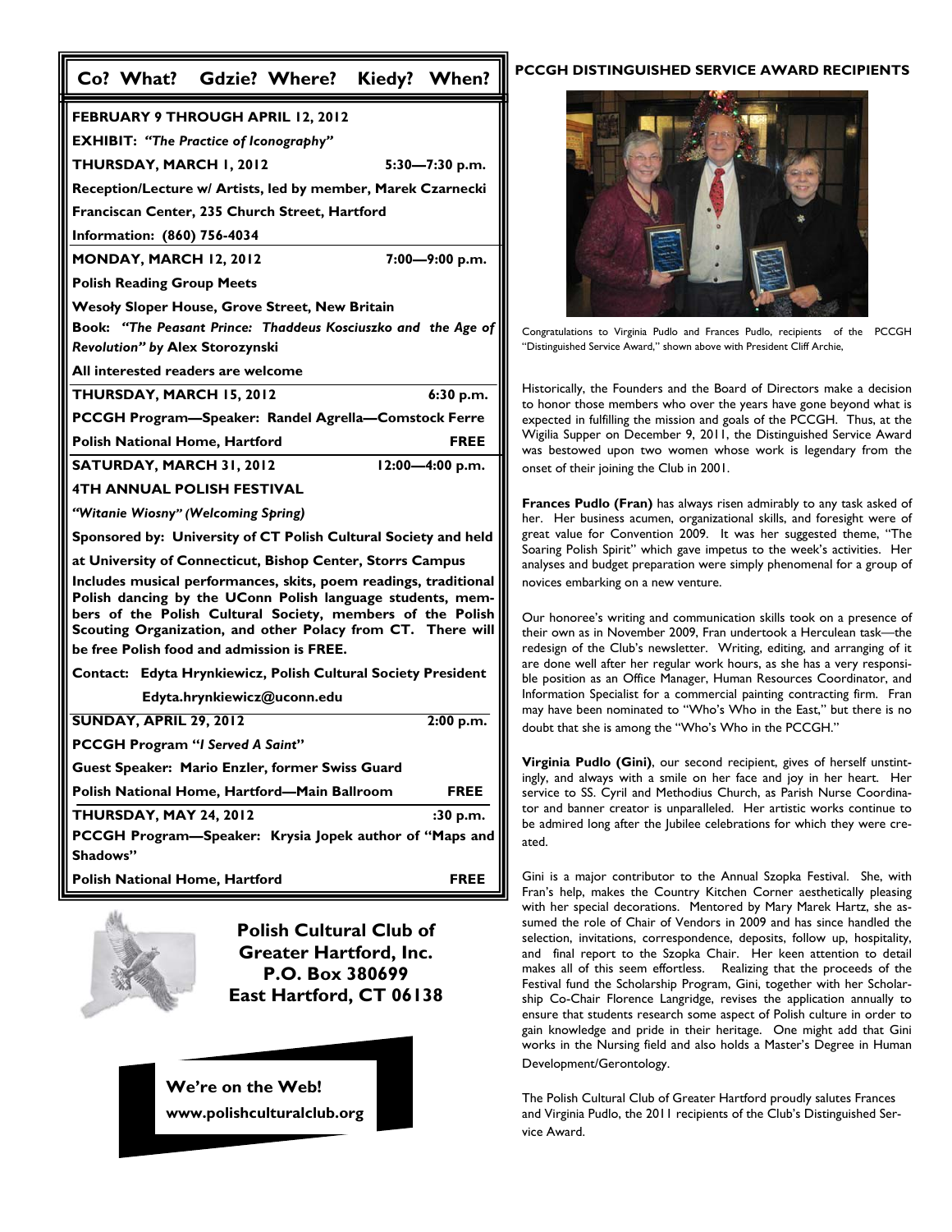## Co? What? Gdzie? Where? Kiedy? When?

**FEBRUARY 9 THROUGH APRIL 12, 2012**

**EXHIBIT:** ***"The Practice of Iconography"***

**THURSDAY, MARCH 1, 2012** **5:30—7:30 p.m.**

**Reception/Lecture w/ Artists, led by member, Marek Czarnecki**

**Franciscan Center, 235 Church Street, Hartford**

**Information: (860) 756-4034**

**MONDAY, MARCH 12, 2012** **7:00—9:00 p.m.**

**Polish Reading Group Meets**

**Wesoły Sloper House, Grove Street, New Britain**

**Book:** ***"The Peasant Prince: Thaddeus Kosciuszko and the Age of Revolution" by*** **Alex Storozynski**

**All interested readers are welcome**

**THURSDAY, MARCH 15, 2012** **6:30 p.m.**

**PCCGH Program—Speaker: Randel Agrella—Comstock Ferre**

**Polish National Home, Hartford** **FREE**

**SATURDAY, MARCH 31, 2012** **12:00—4:00 p.m.**

**4TH ANNUAL POLISH FESTIVAL**

***"Witanie Wiosny" (Welcoming Spring)***

**Sponsored by: University of CT Polish Cultural Society and held at University of Connecticut, Bishop Center, Storrs Campus**

**Includes musical performances, skits, poem readings, traditional Polish dancing by the UConn Polish language students, members of the Polish Cultural Society, members of the Polish Scouting Organization, and other Polacy from CT. There will be free Polish food and admission is FREE.**

**Contact: Edyta Hrynkiewicz, Polish Cultural Society President**

**Edyta.hrynkiewicz@uconn.edu**

**SUNDAY, APRIL 29, 2012** **2:00 p.m.**

**PCCGH Program "*I Served A Saint*"**

**Guest Speaker: Mario Enzler, former Swiss Guard**

**Polish National Home, Hartford—Main Ballroom** **FREE**

**THURSDAY, MAY 24, 2012** **:30 p.m.**

**PCCGH Program—Speaker: Krysia Jopek author of "Maps and Shadows"**

**Polish National Home, Hartford** **FREE**

**Polish Cultural Club of Greater Hartford, Inc.**
**P.O. Box 380699**
**East Hartford, CT 06138**

**We're on the Web!**
**www.polishculturalclub.org**

### PCCGH DISTINGUISHED SERVICE AWARD RECIPIENTS

Congratulations to Virginia Pudlo and Frances Pudlo, recipients of the PCCGH "Distinguished Service Award," shown above with President Cliff Archie,

Historically, the Founders and the Board of Directors make a decision to honor those members who over the years have gone beyond what is expected in fulfilling the mission and goals of the PCCGH. Thus, at the Wigilia Supper on December 9, 2011, the Distinguished Service Award was bestowed upon two women whose work is legendary from the onset of their joining the Club in 2001.

**Frances Pudlo (Fran)** has always risen admirably to any task asked of her. Her business acumen, organizational skills, and foresight were of great value for Convention 2009. It was her suggested theme, "The Soaring Polish Spirit" which gave impetus to the week's activities. Her analyses and budget preparation were simply phenomenal for a group of novices embarking on a new venture.

Our honoree's writing and communication skills took on a presence of their own as in November 2009, Fran undertook a Herculean task—the redesign of the Club's newsletter. Writing, editing, and arranging of it are done well after her regular work hours, as she has a very responsible position as an Office Manager, Human Resources Coordinator, and Information Specialist for a commercial painting contracting firm. Fran may have been nominated to "Who's Who in the East," but there is no doubt that she is among the "Who's Who in the PCCGH."

**Virginia Pudlo (Gini)**, our second recipient, gives of herself unstintingly, and always with a smile on her face and joy in her heart. Her service to SS. Cyril and Methodius Church, as Parish Nurse Coordinator and banner creator is unparalleled. Her artistic works continue to be admired long after the Jubilee celebrations for which they were created.

Gini is a major contributor to the Annual Szopka Festival. She, with Fran's help, makes the Country Kitchen Corner aesthetically pleasing with her special decorations. Mentored by Mary Marek Hartz, she assumed the role of Chair of Vendors in 2009 and has since handled the selection, invitations, correspondence, deposits, follow up, hospitality, and final report to the Szopka Chair. Her keen attention to detail makes all of this seem effortless. Realizing that the proceeds of the Festival fund the Scholarship Program, Gini, together with her Scholarship Co-Chair Florence Langridge, revises the application annually to ensure that students research some aspect of Polish culture in order to gain knowledge and pride in their heritage. One might add that Gini works in the Nursing field and also holds a Master's Degree in Human Development/Gerontology.

The Polish Cultural Club of Greater Hartford proudly salutes Frances and Virginia Pudlo, the 2011 recipients of the Club's Distinguished Service Award.